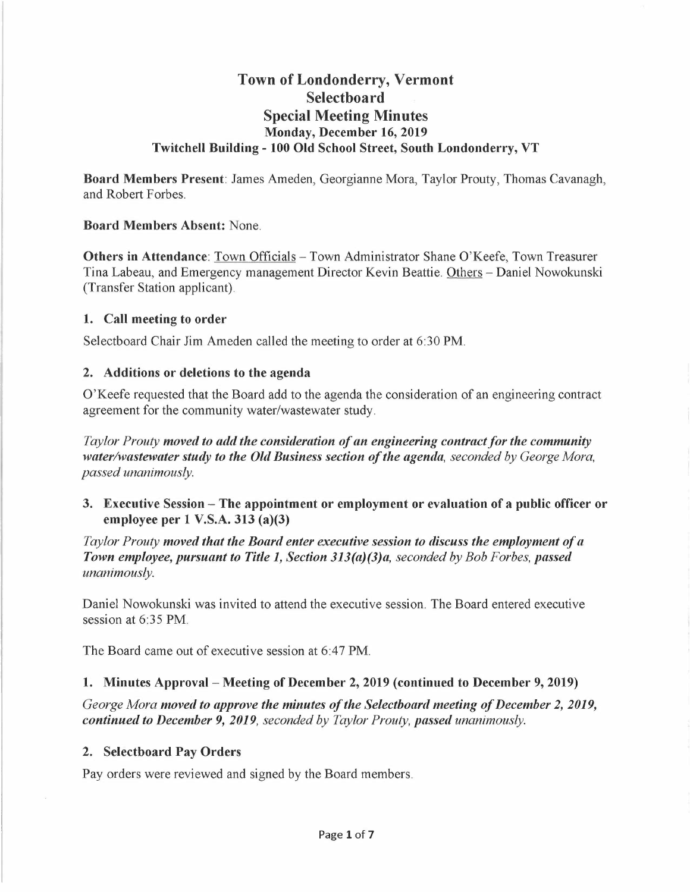# Town of Londonderry, Vermont
## Selectboard
## Special Meeting Minutes
### Monday, December 16, 2019
### Twitchell Building - 100 Old School Street, South Londonderry, VT

**Board Members Present**: James Ameden, Georgianne Mora, Taylor Prouty, Thomas Cavanagh, and Robert Forbes.

**Board Members Absent:** None.

**Others in Attendance**: Town Officials – Town Administrator Shane O'Keefe, Town Treasurer Tina Labeau, and Emergency management Director Kevin Beattie. Others – Daniel Nowokunski (Transfer Station applicant).

### 1. Call meeting to order

Selectboard Chair Jim Ameden called the meeting to order at 6:30 PM.

### 2. Additions or deletions to the agenda

O'Keefe requested that the Board add to the agenda the consideration of an engineering contract agreement for the community water/wastewater study.

*Taylor Prouty* ***moved to add the consideration of an engineering contract for the community water/wastewater study to the Old Business section of the agenda,*** *seconded by George Mora,* ***passed*** *unanimously.*

### 3. Executive Session – The appointment or employment or evaluation of a public officer or employee per 1 V.S.A. 313 (a)(3)

*Taylor Prouty* ***moved that the Board enter executive session to discuss the employment of a Town employee, pursuant to Title 1, Section 313(a)(3)a,*** *seconded by Bob Forbes,* ***passed*** *unanimously.*

Daniel Nowokunski was invited to attend the executive session. The Board entered executive session at 6:35 PM.

The Board came out of executive session at 6:47 PM.

### 1. Minutes Approval – Meeting of December 2, 2019 (continued to December 9, 2019)

*George Mora* ***moved to approve the minutes of the Selectboard meeting of December 2, 2019, continued to December 9, 2019,*** *seconded by Taylor Prouty,* ***passed*** *unanimously.*

### 2. Selectboard Pay Orders

Pay orders were reviewed and signed by the Board members.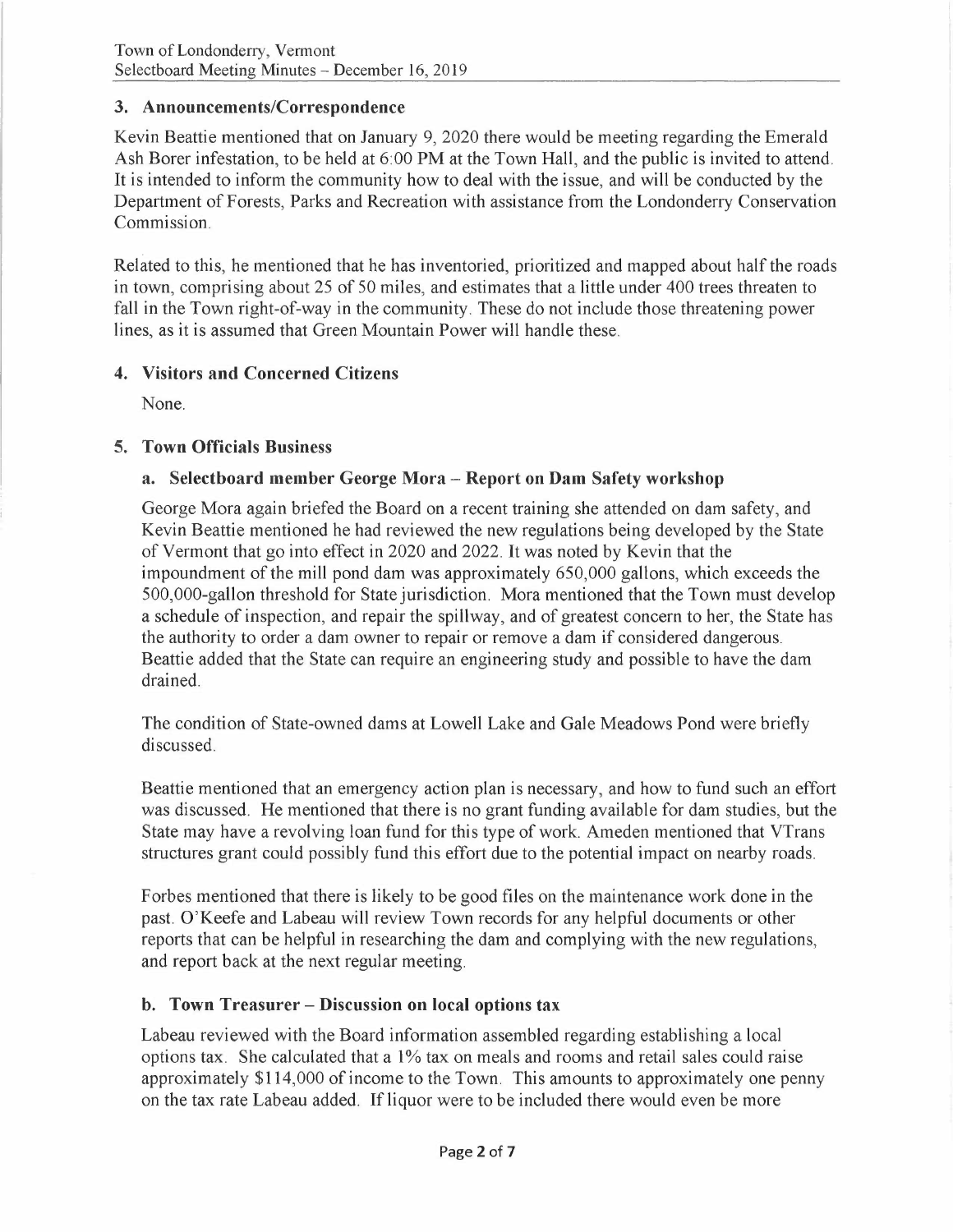## 3. Announcements/Correspondence

Kevin Beattie mentioned that on January 9, 2020 there would be meeting regarding the Emerald Ash Borer infestation, to be held at 6:00 PM at the Town Hall, and the public is invited to attend. It is intended to inform the community how to deal with the issue, and will be conducted by the Department of Forests, Parks and Recreation with assistance from the Londonderry Conservation Commission.

Related to this, he mentioned that he has inventoried, prioritized and mapped about half the roads in town, comprising about 25 of 50 miles, and estimates that a little under 400 trees threaten to fall in the Town right-of-way in the community. These do not include those threatening power lines, as it is assumed that Green Mountain Power will handle these.

## 4. Visitors and Concerned Citizens

None.

## 5. Town Officials Business

### a. Selectboard member George Mora – Report on Dam Safety workshop

George Mora again briefed the Board on a recent training she attended on dam safety, and Kevin Beattie mentioned he had reviewed the new regulations being developed by the State of Vermont that go into effect in 2020 and 2022. It was noted by Kevin that the impoundment of the mill pond dam was approximately 650,000 gallons, which exceeds the 500,000-gallon threshold for State jurisdiction. Mora mentioned that the Town must develop a schedule of inspection, and repair the spillway, and of greatest concern to her, the State has the authority to order a dam owner to repair or remove a dam if considered dangerous. Beattie added that the State can require an engineering study and possible to have the dam drained.

The condition of State-owned dams at Lowell Lake and Gale Meadows Pond were briefly discussed.

Beattie mentioned that an emergency action plan is necessary, and how to fund such an effort was discussed. He mentioned that there is no grant funding available for dam studies, but the State may have a revolving loan fund for this type of work. Ameden mentioned that VTrans structures grant could possibly fund this effort due to the potential impact on nearby roads.

Forbes mentioned that there is likely to be good files on the maintenance work done in the past. O'Keefe and Labeau will review Town records for any helpful documents or other reports that can be helpful in researching the dam and complying with the new regulations, and report back at the next regular meeting.

### b. Town Treasurer – Discussion on local options tax

Labeau reviewed with the Board information assembled regarding establishing a local options tax. She calculated that a 1% tax on meals and rooms and retail sales could raise approximately $114,000 of income to the Town. This amounts to approximately one penny on the tax rate Labeau added. If liquor were to be included there would even be more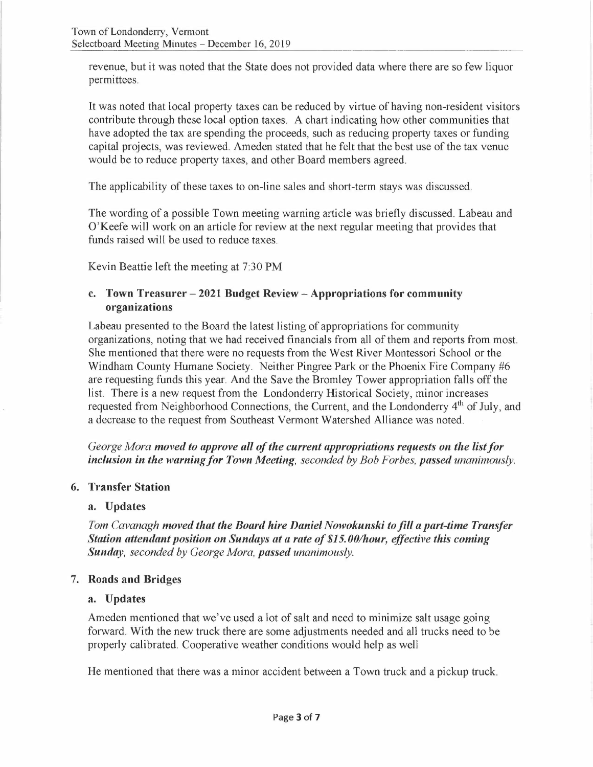revenue, but it was noted that the State does not provided data where there are so few liquor permittees.

It was noted that local property taxes can be reduced by virtue of having non-resident visitors contribute through these local option taxes. A chart indicating how other communities that have adopted the tax are spending the proceeds, such as reducing property taxes or funding capital projects, was reviewed. Ameden stated that he felt that the best use of the tax venue would be to reduce property taxes, and other Board members agreed.

The applicability of these taxes to on-line sales and short-term stays was discussed.

The wording of a possible Town meeting warning article was briefly discussed. Labeau and O'Keefe will work on an article for review at the next regular meeting that provides that funds raised will be used to reduce taxes.

Kevin Beattie left the meeting at 7:30 PM

### c. Town Treasurer – 2021 Budget Review – Appropriations for community organizations

Labeau presented to the Board the latest listing of appropriations for community organizations, noting that we had received financials from all of them and reports from most. She mentioned that there were no requests from the West River Montessori School or the Windham County Humane Society. Neither Pingree Park or the Phoenix Fire Company #6 are requesting funds this year. And the Save the Bromley Tower appropriation falls off the list. There is a new request from the Londonderry Historical Society, minor increases requested from Neighborhood Connections, the Current, and the Londonderry 4th of July, and a decrease to the request from Southeast Vermont Watershed Alliance was noted.

*George Mora **moved to approve all of the current appropriations requests on the list for inclusion in the warning for Town Meeting**, seconded by Bob Forbes, **passed** unanimously.*

## 6. Transfer Station

### a. Updates

*Tom Cavanagh **moved that the Board hire Daniel Nowokunski to fill a part-time Transfer Station attendant position on Sundays at a rate of $15.00/hour, effective this coming Sunday**, seconded by George Mora, **passed** unanimously.*

## 7. Roads and Bridges

### a. Updates

Ameden mentioned that we've used a lot of salt and need to minimize salt usage going forward. With the new truck there are some adjustments needed and all trucks need to be properly calibrated. Cooperative weather conditions would help as well

He mentioned that there was a minor accident between a Town truck and a pickup truck.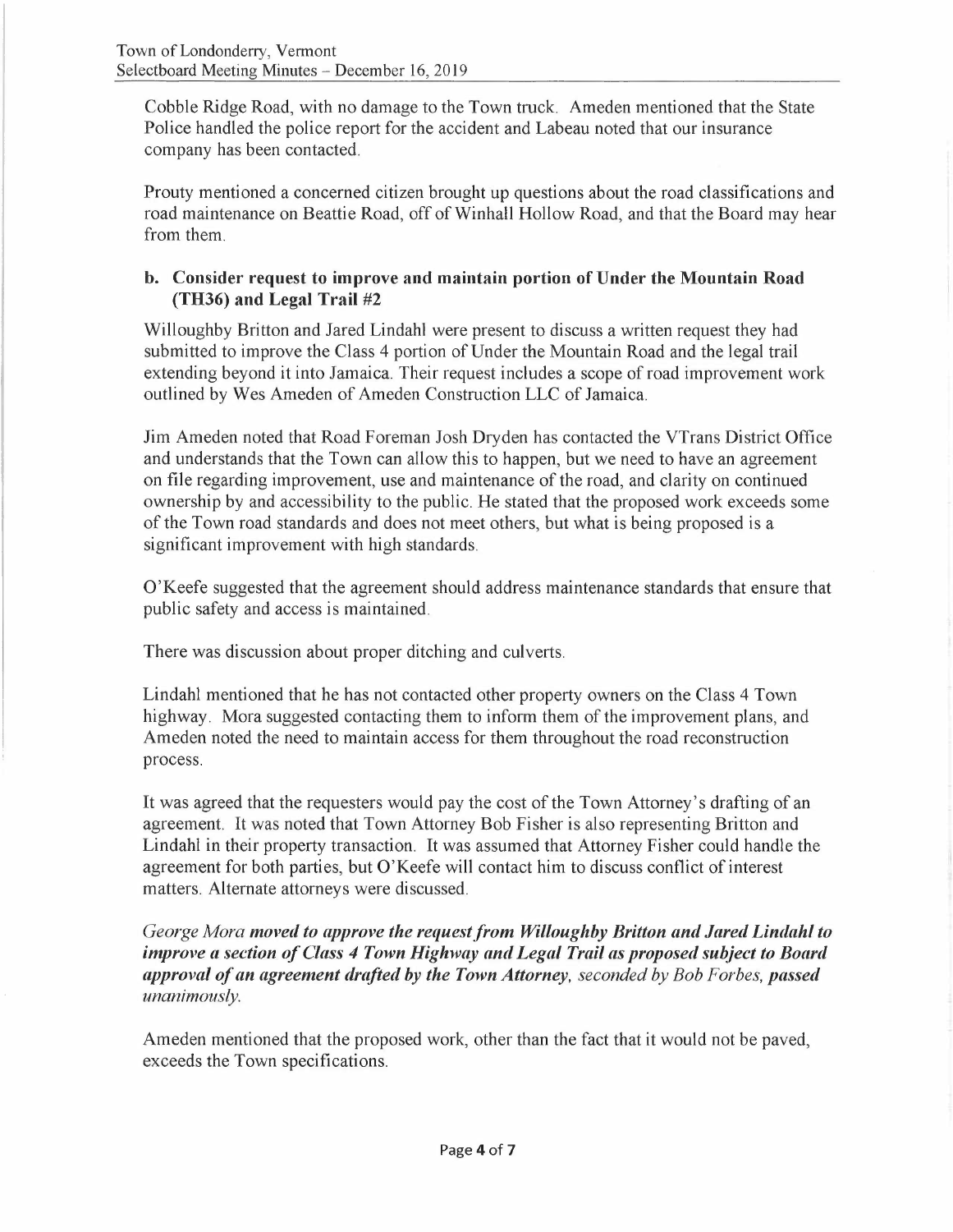Cobble Ridge Road, with no damage to the Town truck. Ameden mentioned that the State Police handled the police report for the accident and Labeau noted that our insurance company has been contacted.

Prouty mentioned a concerned citizen brought up questions about the road classifications and road maintenance on Beattie Road, off of Winhall Hollow Road, and that the Board may hear from them.

### b. Consider request to improve and maintain portion of Under the Mountain Road (TH36) and Legal Trail #2

Willoughby Britton and Jared Lindahl were present to discuss a written request they had submitted to improve the Class 4 portion of Under the Mountain Road and the legal trail extending beyond it into Jamaica. Their request includes a scope of road improvement work outlined by Wes Ameden of Ameden Construction LLC of Jamaica.

Jim Ameden noted that Road Foreman Josh Dryden has contacted the VTrans District Office and understands that the Town can allow this to happen, but we need to have an agreement on file regarding improvement, use and maintenance of the road, and clarity on continued ownership by and accessibility to the public. He stated that the proposed work exceeds some of the Town road standards and does not meet others, but what is being proposed is a significant improvement with high standards.

O'Keefe suggested that the agreement should address maintenance standards that ensure that public safety and access is maintained.

There was discussion about proper ditching and culverts.

Lindahl mentioned that he has not contacted other property owners on the Class 4 Town highway. Mora suggested contacting them to inform them of the improvement plans, and Ameden noted the need to maintain access for them throughout the road reconstruction process.

It was agreed that the requesters would pay the cost of the Town Attorney's drafting of an agreement. It was noted that Town Attorney Bob Fisher is also representing Britton and Lindahl in their property transaction. It was assumed that Attorney Fisher could handle the agreement for both parties, but O'Keefe will contact him to discuss conflict of interest matters. Alternate attorneys were discussed.

*George Mora **moved to approve the request from Willoughby Britton and Jared Lindahl to improve a section of Class 4 Town Highway and Legal Trail as proposed subject to Board approval of an agreement drafted by the Town Attorney,** seconded by Bob Forbes, **passed** unanimously.*

Ameden mentioned that the proposed work, other than the fact that it would not be paved, exceeds the Town specifications.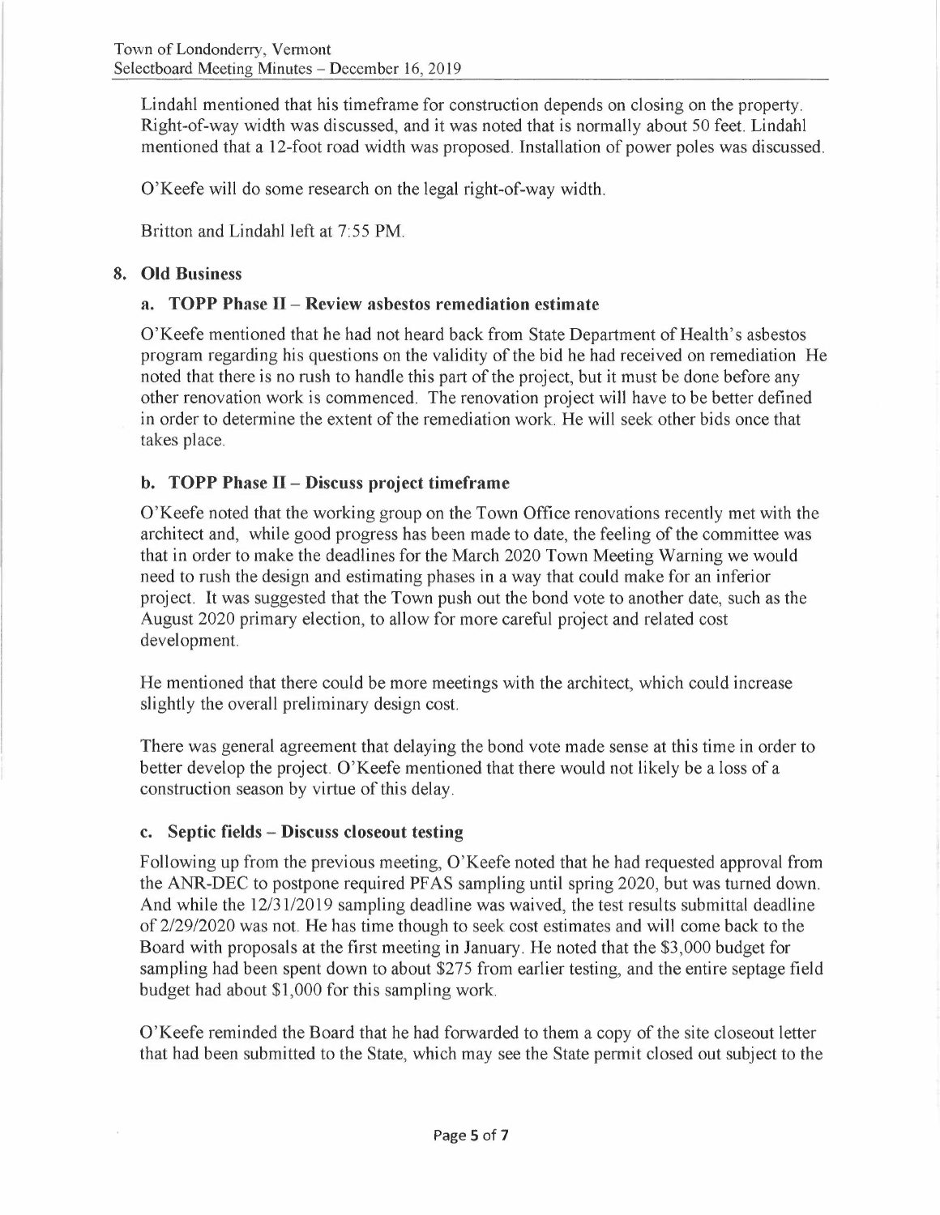Lindahl mentioned that his timeframe for construction depends on closing on the property. Right-of-way width was discussed, and it was noted that is normally about 50 feet. Lindahl mentioned that a 12-foot road width was proposed. Installation of power poles was discussed.

O'Keefe will do some research on the legal right-of-way width.

Britton and Lindahl left at 7:55 PM.

## 8. Old Business

### a. TOPP Phase II – Review asbestos remediation estimate

O'Keefe mentioned that he had not heard back from State Department of Health's asbestos program regarding his questions on the validity of the bid he had received on remediation He noted that there is no rush to handle this part of the project, but it must be done before any other renovation work is commenced. The renovation project will have to be better defined in order to determine the extent of the remediation work. He will seek other bids once that takes place.

### b. TOPP Phase II – Discuss project timeframe

O'Keefe noted that the working group on the Town Office renovations recently met with the architect and, while good progress has been made to date, the feeling of the committee was that in order to make the deadlines for the March 2020 Town Meeting Warning we would need to rush the design and estimating phases in a way that could make for an inferior project. It was suggested that the Town push out the bond vote to another date, such as the August 2020 primary election, to allow for more careful project and related cost development.

He mentioned that there could be more meetings with the architect, which could increase slightly the overall preliminary design cost.

There was general agreement that delaying the bond vote made sense at this time in order to better develop the project. O'Keefe mentioned that there would not likely be a loss of a construction season by virtue of this delay.

### c. Septic fields – Discuss closeout testing

Following up from the previous meeting, O'Keefe noted that he had requested approval from the ANR-DEC to postpone required PFAS sampling until spring 2020, but was turned down. And while the 12/31/2019 sampling deadline was waived, the test results submittal deadline of 2/29/2020 was not. He has time though to seek cost estimates and will come back to the Board with proposals at the first meeting in January. He noted that the $3,000 budget for sampling had been spent down to about $275 from earlier testing, and the entire septage field budget had about $1,000 for this sampling work.

O'Keefe reminded the Board that he had forwarded to them a copy of the site closeout letter that had been submitted to the State, which may see the State permit closed out subject to the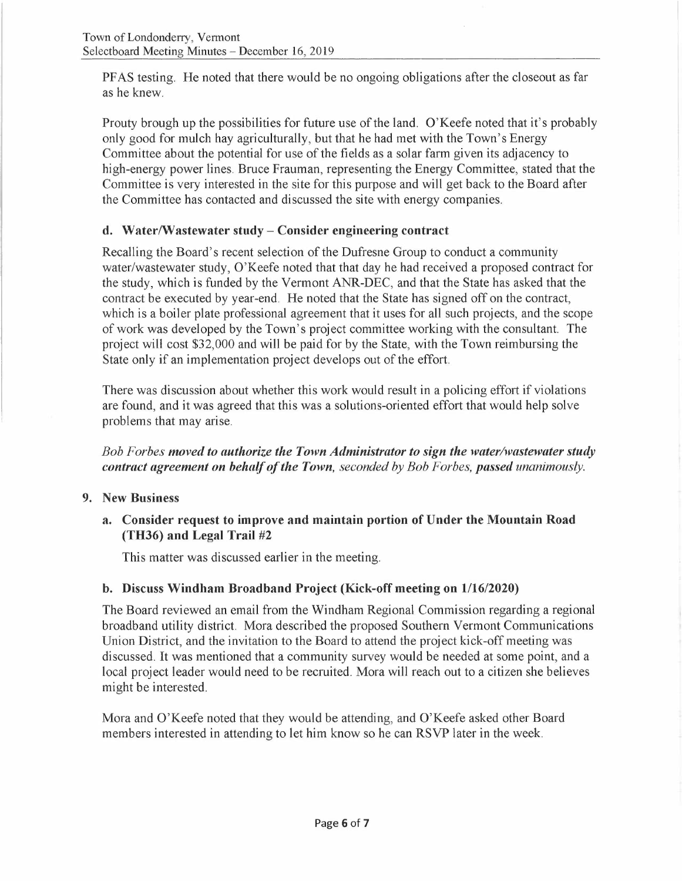PFAS testing. He noted that there would be no ongoing obligations after the closeout as far as he knew.

Prouty brough up the possibilities for future use of the land. O'Keefe noted that it's probably only good for mulch hay agriculturally, but that he had met with the Town's Energy Committee about the potential for use of the fields as a solar farm given its adjacency to high-energy power lines. Bruce Frauman, representing the Energy Committee, stated that the Committee is very interested in the site for this purpose and will get back to the Board after the Committee has contacted and discussed the site with energy companies.

### d. Water/Wastewater study – Consider engineering contract

Recalling the Board's recent selection of the Dufresne Group to conduct a community water/wastewater study, O'Keefe noted that that day he had received a proposed contract for the study, which is funded by the Vermont ANR-DEC, and that the State has asked that the contract be executed by year-end. He noted that the State has signed off on the contract, which is a boiler plate professional agreement that it uses for all such projects, and the scope of work was developed by the Town's project committee working with the consultant. The project will cost $32,000 and will be paid for by the State, with the Town reimbursing the State only if an implementation project develops out of the effort.

There was discussion about whether this work would result in a policing effort if violations are found, and it was agreed that this was a solutions-oriented effort that would help solve problems that may arise.

*Bob Forbes* ***moved to authorize the Town Administrator to sign the water/wastewater study contract agreement on behalf of the Town****, seconded by Bob Forbes,* ***passed*** *unanimously.*

## 9. New Business

### a. Consider request to improve and maintain portion of Under the Mountain Road (TH36) and Legal Trail #2

This matter was discussed earlier in the meeting.

### b. Discuss Windham Broadband Project (Kick-off meeting on 1/16/2020)

The Board reviewed an email from the Windham Regional Commission regarding a regional broadband utility district. Mora described the proposed Southern Vermont Communications Union District, and the invitation to the Board to attend the project kick-off meeting was discussed. It was mentioned that a community survey would be needed at some point, and a local project leader would need to be recruited. Mora will reach out to a citizen she believes might be interested.

Mora and O'Keefe noted that they would be attending, and O'Keefe asked other Board members interested in attending to let him know so he can RSVP later in the week.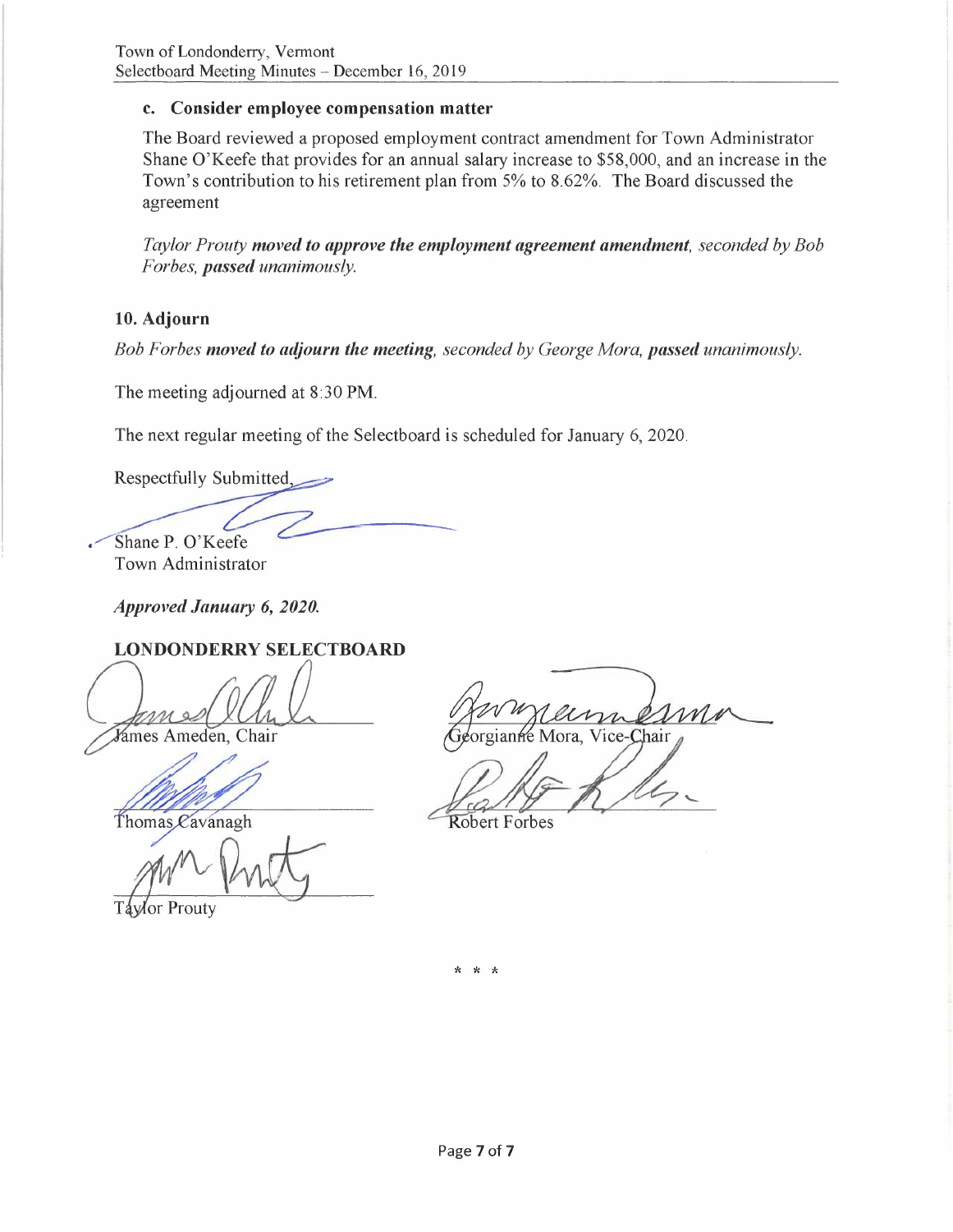### c. Consider employee compensation matter

The Board reviewed a proposed employment contract amendment for Town Administrator Shane O'Keefe that provides for an annual salary increase to $58,000, and an increase in the Town's contribution to his retirement plan from 5% to 8.62%. The Board discussed the agreement

*Taylor Prouty **moved to approve the employment agreement amendment**, seconded by Bob Forbes, **passed** unanimously.*

## 10. Adjourn

*Bob Forbes **moved to adjourn the meeting**, seconded by George Mora, **passed** unanimously.*

The meeting adjourned at 8:30 PM.

The next regular meeting of the Selectboard is scheduled for January 6, 2020.

Respectfully Submitted,

Shane P. O'Keefe
Town Administrator

***Approved January 6, 2020.***

**LONDONDERRY SELECTBOARD**

James Ameden, Chair

Georgianne Mora, Vice-Chair

Thomas Cavanagh

Robert Forbes

Taylor Prouty

\* \* \*